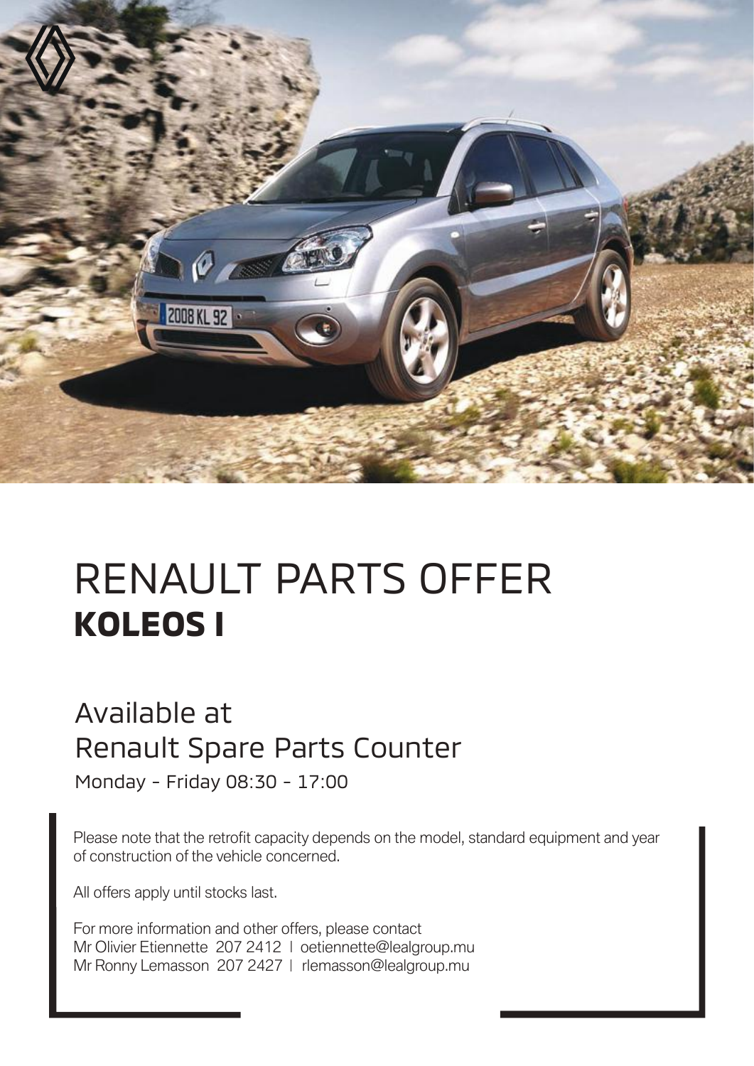# RENAULT PARTS OFFER
## **KOLEOS I**

Available at
Renault Spare Parts Counter

Monday - Friday 08:30 - 17:00

Please note that the retrofit capacity depends on the model, standard equipment and year of construction of the vehicle concerned.

All offers apply until stocks last.

For more information and other offers, please contact
Mr Olivier Etiennette 207 2412 | oetiennette@lealgroup.mu
Mr Ronny Lemasson 207 2427 | rlemasson@lealgroup.mu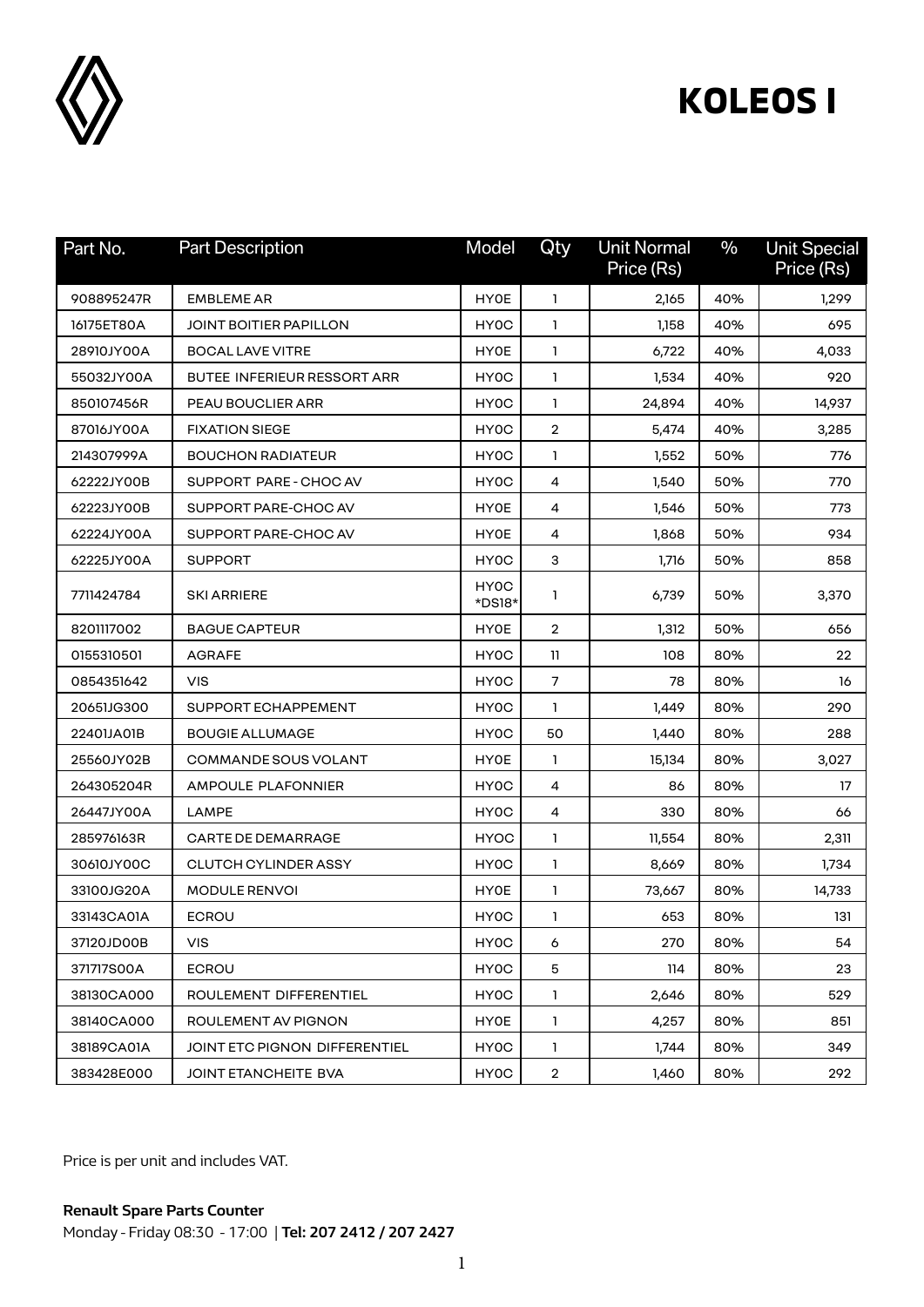# KOLEOS I

| Part No. | Part Description | Model | Qty | Unit Normal Price (Rs) | % | Unit Special Price (Rs) |
|---|---|---|---|---|---|---|
| 908895247R | EMBLEME AR | HY0E | 1 | 2,165 | 40% | 1,299 |
| 16175ET80A | JOINT BOITIER PAPILLON | HY0C | 1 | 1,158 | 40% | 695 |
| 28910JY00A | BOCAL LAVE VITRE | HY0E | 1 | 6,722 | 40% | 4,033 |
| 55032JY00A | BUTEE INFERIEUR RESSORT ARR | HY0C | 1 | 1,534 | 40% | 920 |
| 850107456R | PEAU BOUCLIER ARR | HY0C | 1 | 24,894 | 40% | 14,937 |
| 87016JY00A | FIXATION SIEGE | HY0C | 2 | 5,474 | 40% | 3,285 |
| 214307999A | BOUCHON RADIATEUR | HY0C | 1 | 1,552 | 50% | 776 |
| 62222JY00B | SUPPORT PARE - CHOC AV | HY0C | 4 | 1,540 | 50% | 770 |
| 62223JY00B | SUPPORT PARE-CHOC AV | HY0E | 4 | 1,546 | 50% | 773 |
| 62224JY00A | SUPPORT PARE-CHOC AV | HY0E | 4 | 1,868 | 50% | 934 |
| 62225JY00A | SUPPORT | HY0C | 3 | 1,716 | 50% | 858 |
| 7711424784 | SKI ARRIERE | HY0C *DS18* | 1 | 6,739 | 50% | 3,370 |
| 8201117002 | BAGUE CAPTEUR | HY0E | 2 | 1,312 | 50% | 656 |
| 0155310501 | AGRAFE | HY0C | 11 | 108 | 80% | 22 |
| 0854351642 | VIS | HY0C | 7 | 78 | 80% | 16 |
| 20651JG300 | SUPPORT ECHAPPEMENT | HY0C | 1 | 1,449 | 80% | 290 |
| 22401JA01B | BOUGIE ALLUMAGE | HY0C | 50 | 1,440 | 80% | 288 |
| 25560JY02B | COMMANDE SOUS VOLANT | HY0E | 1 | 15,134 | 80% | 3,027 |
| 264305204R | AMPOULE PLAFONNIER | HY0C | 4 | 86 | 80% | 17 |
| 26447JY00A | LAMPE | HY0C | 4 | 330 | 80% | 66 |
| 285976163R | CARTE DE DEMARRAGE | HYOC | 1 | 11,554 | 80% | 2,311 |
| 30610JY00C | CLUTCH CYLINDER ASSY | HY0C | 1 | 8,669 | 80% | 1,734 |
| 33100JG20A | MODULE RENVOI | HY0E | 1 | 73,667 | 80% | 14,733 |
| 33143CA01A | ECROU | HY0C | 1 | 653 | 80% | 131 |
| 37120JD00B | VIS | HY0C | 6 | 270 | 80% | 54 |
| 371717S00A | ECROU | HY0C | 5 | 114 | 80% | 23 |
| 38130CA000 | ROULEMENT DIFFERENTIEL | HY0C | 1 | 2,646 | 80% | 529 |
| 38140CA000 | ROULEMENT AV PIGNON | HY0E | 1 | 4,257 | 80% | 851 |
| 38189CA01A | JOINT ETC PIGNON DIFFERENTIEL | HY0C | 1 | 1,744 | 80% | 349 |
| 383428E000 | JOINT ETANCHEITE BVA | HY0C | 2 | 1,460 | 80% | 292 |

Price is per unit and includes VAT.

**Renault Spare Parts Counter**
Monday - Friday 08:30 - 17:00 | **Tel: 207 2412 / 207 2427**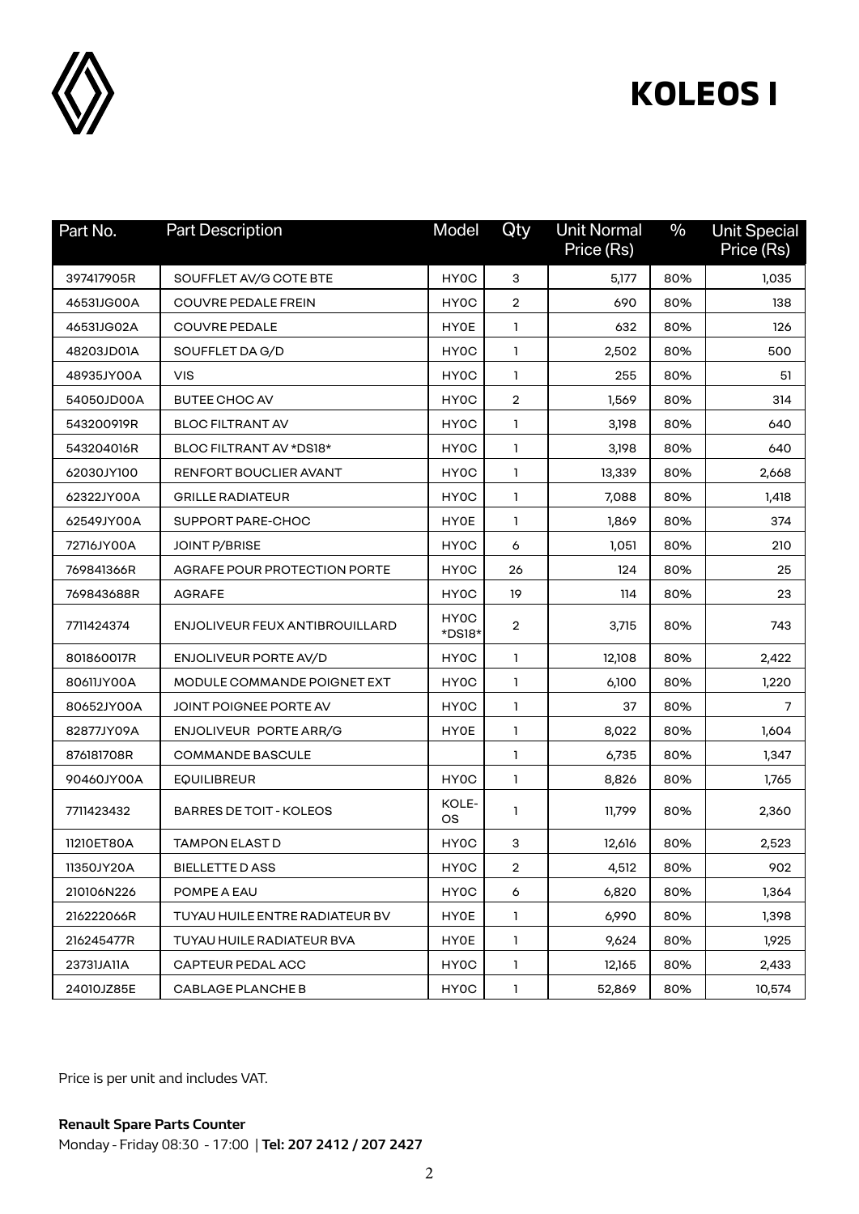# KOLEOS I

| Part No. | Part Description | Model | Qty | Unit Normal Price (Rs) | % | Unit Special Price (Rs) |
|---|---|---|---|---|---|---|
| 397417905R | SOUFFLET AV/G COTE BTE | HY0C | 3 | 5,177 | 80% | 1,035 |
| 46531JG00A | COUVRE PEDALE FREIN | HY0C | 2 | 690 | 80% | 138 |
| 46531JG02A | COUVRE PEDALE | HY0E | 1 | 632 | 80% | 126 |
| 48203JD01A | SOUFFLET DA G/D | HY0C | 1 | 2,502 | 80% | 500 |
| 48935JY00A | VIS | HY0C | 1 | 255 | 80% | 51 |
| 54050JD00A | BUTEE CHOC AV | HY0C | 2 | 1,569 | 80% | 314 |
| 543200919R | BLOC FILTRANT AV | HY0C | 1 | 3,198 | 80% | 640 |
| 543204016R | BLOC FILTRANT AV *DS18* | HY0C | 1 | 3,198 | 80% | 640 |
| 62030JY100 | RENFORT BOUCLIER AVANT | HY0C | 1 | 13,339 | 80% | 2,668 |
| 62322JY00A | GRILLE RADIATEUR | HY0C | 1 | 7,088 | 80% | 1,418 |
| 62549JY00A | SUPPORT PARE-CHOC | HY0E | 1 | 1,869 | 80% | 374 |
| 72716JY00A | JOINT P/BRISE | HY0C | 6 | 1,051 | 80% | 210 |
| 769841366R | AGRAFE POUR PROTECTION PORTE | HY0C | 26 | 124 | 80% | 25 |
| 769843688R | AGRAFE | HY0C | 19 | 114 | 80% | 23 |
| 7711424374 | ENJOLIVEUR FEUX ANTIBROUILLARD | HY0C *DS18* | 2 | 3,715 | 80% | 743 |
| 801860017R | ENJOLIVEUR PORTE AV/D | HY0C | 1 | 12,108 | 80% | 2,422 |
| 80611JY00A | MODULE COMMANDE POIGNET EXT | HY0C | 1 | 6,100 | 80% | 1,220 |
| 80652JY00A | JOINT POIGNEE PORTE AV | HY0C | 1 | 37 | 80% | 7 |
| 82877JY09A | ENJOLIVEUR PORTE ARR/G | HY0E | 1 | 8,022 | 80% | 1,604 |
| 876181708R | COMMANDE BASCULE | | 1 | 6,735 | 80% | 1,347 |
| 90460JY00A | EQUILIBREUR | HY0C | 1 | 8,826 | 80% | 1,765 |
| 7711423432 | BARRES DE TOIT - KOLEOS | KOLEOS | 1 | 11,799 | 80% | 2,360 |
| 11210ET80A | TAMPON ELAST D | HY0C | 3 | 12,616 | 80% | 2,523 |
| 11350JY20A | BIELLETTE D ASS | HY0C | 2 | 4,512 | 80% | 902 |
| 210106N226 | POMPE A EAU | HY0C | 6 | 6,820 | 80% | 1,364 |
| 216222066R | TUYAU HUILE ENTRE RADIATEUR BV | HY0E | 1 | 6,990 | 80% | 1,398 |
| 216245477R | TUYAU HUILE RADIATEUR BVA | HY0E | 1 | 9,624 | 80% | 1,925 |
| 23731JA11A | CAPTEUR PEDAL ACC | HY0C | 1 | 12,165 | 80% | 2,433 |
| 24010JZ85E | CABLAGE PLANCHE B | HY0C | 1 | 52,869 | 80% | 10,574 |

Price is per unit and includes VAT.

**Renault Spare Parts Counter**
Monday - Friday 08:30 - 17:00 | **Tel: 207 2412 / 207 2427**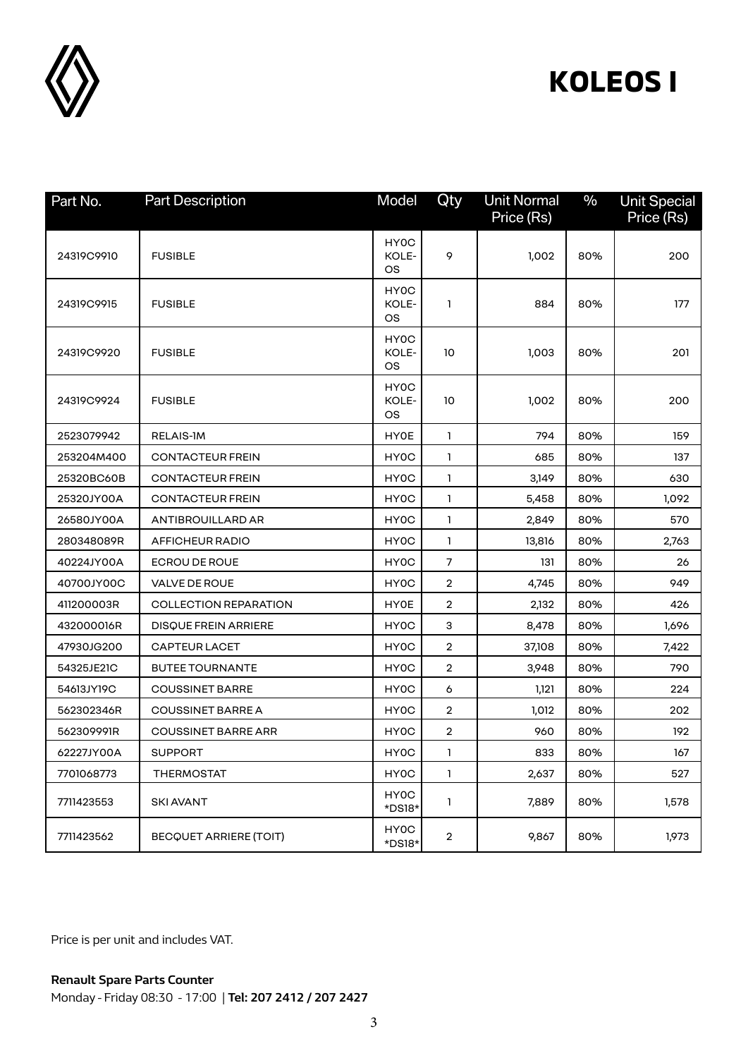# KOLEOS I

| Part No. | Part Description | Model | Qty | Unit Normal Price (Rs) | % | Unit Special Price (Rs) |
|---|---|---|---|---|---|---|
| 24319C9910 | FUSIBLE | HY0C KOLE-OS | 9 | 1,002 | 80% | 200 |
| 24319C9915 | FUSIBLE | HY0C KOLE-OS | 1 | 884 | 80% | 177 |
| 24319C9920 | FUSIBLE | HY0C KOLE-OS | 10 | 1,003 | 80% | 201 |
| 24319C9924 | FUSIBLE | HY0C KOLE-OS | 10 | 1,002 | 80% | 200 |
| 2523079942 | RELAIS-1M | HY0E | 1 | 794 | 80% | 159 |
| 253204M400 | CONTACTEUR FREIN | HY0C | 1 | 685 | 80% | 137 |
| 25320BC60B | CONTACTEUR FREIN | HY0C | 1 | 3,149 | 80% | 630 |
| 25320JY00A | CONTACTEUR FREIN | HY0C | 1 | 5,458 | 80% | 1,092 |
| 26580JY00A | ANTIBROUILLARD AR | HY0C | 1 | 2,849 | 80% | 570 |
| 280348089R | AFFICHEUR RADIO | HY0C | 1 | 13,816 | 80% | 2,763 |
| 40224JY00A | ECROU DE ROUE | HY0C | 7 | 131 | 80% | 26 |
| 40700JY00C | VALVE DE ROUE | HY0C | 2 | 4,745 | 80% | 949 |
| 411200003R | COLLECTION REPARATION | HY0E | 2 | 2,132 | 80% | 426 |
| 432000016R | DISQUE FREIN ARRIERE | HY0C | 3 | 8,478 | 80% | 1,696 |
| 47930JG200 | CAPTEUR LACET | HY0C | 2 | 37,108 | 80% | 7,422 |
| 54325JE21C | BUTEE TOURNANTE | HY0C | 2 | 3,948 | 80% | 790 |
| 54613JY19C | COUSSINET BARRE | HY0C | 6 | 1,121 | 80% | 224 |
| 562302346R | COUSSINET BARRE A | HY0C | 2 | 1,012 | 80% | 202 |
| 562309991R | COUSSINET BARRE ARR | HY0C | 2 | 960 | 80% | 192 |
| 62227JY00A | SUPPORT | HY0C | 1 | 833 | 80% | 167 |
| 7701068773 | THERMOSTAT | HY0C | 1 | 2,637 | 80% | 527 |
| 7711423553 | SKI AVANT | HY0C *DS18* | 1 | 7,889 | 80% | 1,578 |
| 7711423562 | BECQUET ARRIERE (TOIT) | HY0C *DS18* | 2 | 9,867 | 80% | 1,973 |

Price is per unit and includes VAT.

**Renault Spare Parts Counter**

Monday - Friday 08:30 - 17:00 | **Tel: 207 2412 / 207 2427**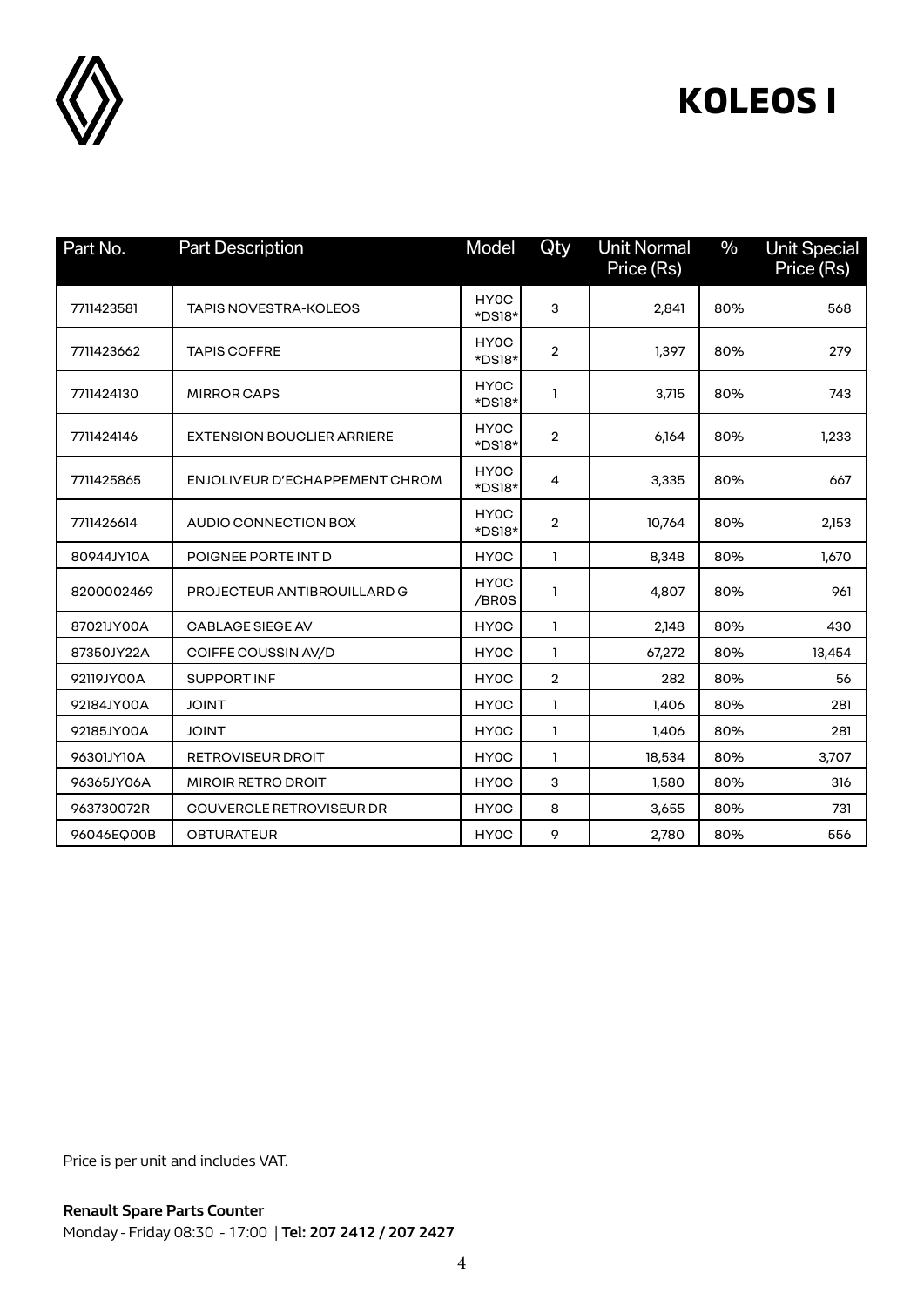# KOLEOS I

| Part No. | Part Description | Model | Qty | Unit Normal Price (Rs) | % | Unit Special Price (Rs) |
|---|---|---|---|---|---|---|
| 7711423581 | TAPIS NOVESTRA-KOLEOS | HY0C *DS18* | 3 | 2,841 | 80% | 568 |
| 7711423662 | TAPIS COFFRE | HY0C *DS18* | 2 | 1,397 | 80% | 279 |
| 7711424130 | MIRROR CAPS | HY0C *DS18* | 1 | 3,715 | 80% | 743 |
| 7711424146 | EXTENSION BOUCLIER ARRIERE | HY0C *DS18* | 2 | 6,164 | 80% | 1,233 |
| 7711425865 | ENJOLIVEUR D'ECHAPPEMENT CHROM | HY0C *DS18* | 4 | 3,335 | 80% | 667 |
| 7711426614 | AUDIO CONNECTION BOX | HY0C *DS18* | 2 | 10,764 | 80% | 2,153 |
| 80944JY10A | POIGNEE PORTE INT D | HY0C | 1 | 8,348 | 80% | 1,670 |
| 8200002469 | PROJECTEUR ANTIBROUILLARD G | HY0C /BR0S | 1 | 4,807 | 80% | 961 |
| 87021JY00A | CABLAGE SIEGE AV | HY0C | 1 | 2,148 | 80% | 430 |
| 87350JY22A | COIFFE COUSSIN AV/D | HY0C | 1 | 67,272 | 80% | 13,454 |
| 92119JY00A | SUPPORT INF | HY0C | 2 | 282 | 80% | 56 |
| 92184JY00A | JOINT | HY0C | 1 | 1,406 | 80% | 281 |
| 92185JY00A | JOINT | HY0C | 1 | 1,406 | 80% | 281 |
| 96301JY10A | RETROVISEUR DROIT | HY0C | 1 | 18,534 | 80% | 3,707 |
| 96365JY06A | MIROIR RETRO DROIT | HY0C | 3 | 1,580 | 80% | 316 |
| 963730072R | COUVERCLE RETROVISEUR DR | HY0C | 8 | 3,655 | 80% | 731 |
| 96046EQ00B | OBTURATEUR | HY0C | 9 | 2,780 | 80% | 556 |

Price is per unit and includes VAT.

**Renault Spare Parts Counter**
Monday - Friday 08:30 - 17:00 | **Tel: 207 2412 / 207 2427**